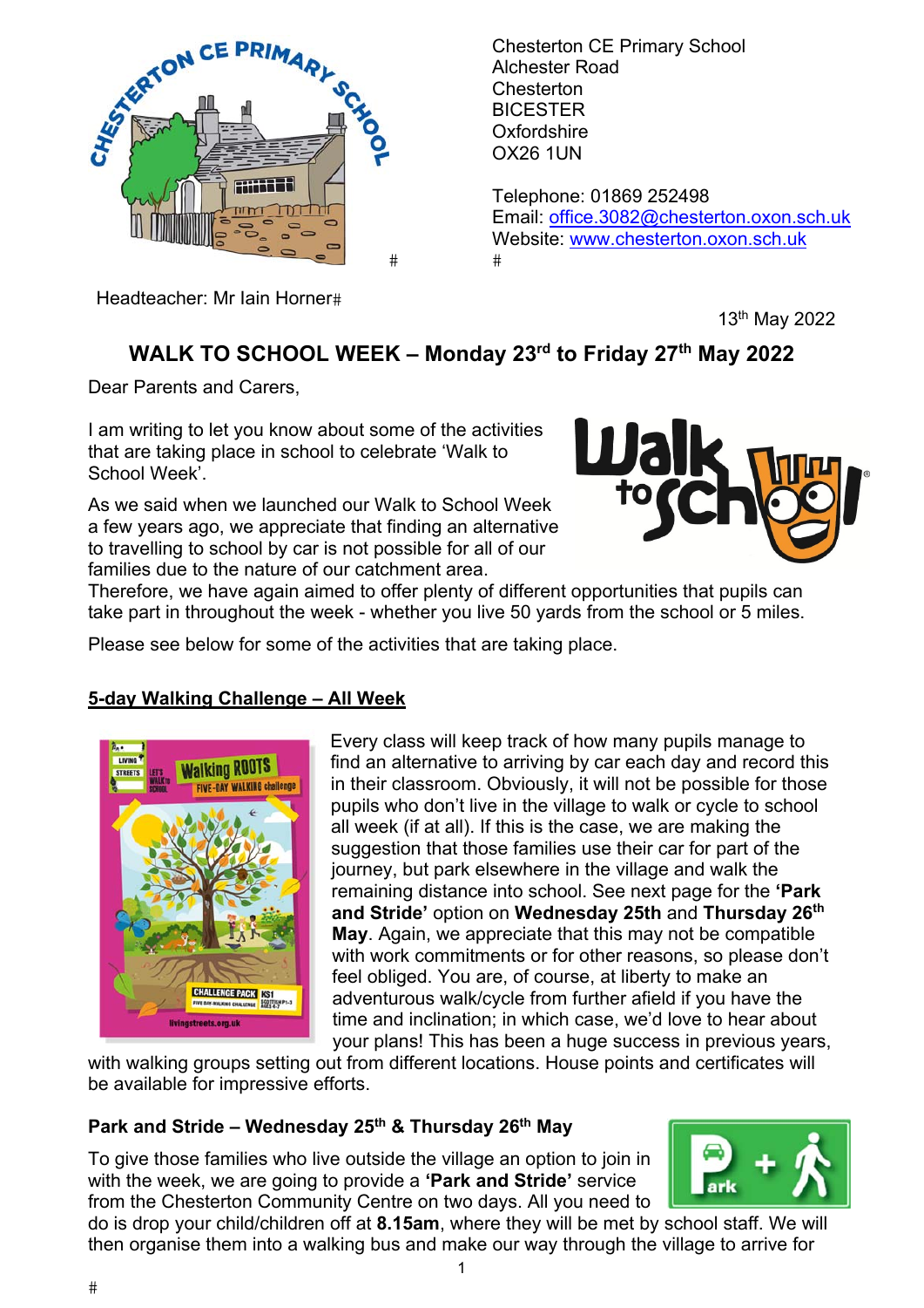Chesterton CE Primary School
Alchester Road
Chesterton
BICESTER
Oxfordshire
OX26 1UN

Telephone: 01869 252498
Email: office.3082@chesterton.oxon.sch.uk
Website: www.chesterton.oxon.sch.uk

Headteacher: Mr Iain Horner

13th May 2022

## WALK TO SCHOOL WEEK – Monday 23rd to Friday 27th May 2022

Dear Parents and Carers,

I am writing to let you know about some of the activities that are taking place in school to celebrate 'Walk to School Week'.

As we said when we launched our Walk to School Week a few years ago, we appreciate that finding an alternative to travelling to school by car is not possible for all of our families due to the nature of our catchment area. Therefore, we have again aimed to offer plenty of different opportunities that pupils can take part in throughout the week - whether you live 50 yards from the school or 5 miles.

Please see below for some of the activities that are taking place.

### <u>5-day Walking Challenge – All Week</u>

Every class will keep track of how many pupils manage to find an alternative to arriving by car each day and record this in their classroom. Obviously, it will not be possible for those pupils who don't live in the village to walk or cycle to school all week (if at all). If this is the case, we are making the suggestion that those families use their car for part of the journey, but park elsewhere in the village and walk the remaining distance into school. See next page for the **'Park and Stride'** option on **Wednesday 25th** and **Thursday 26th May**. Again, we appreciate that this may not be compatible with work commitments or for other reasons, so please don't feel obliged. You are, of course, at liberty to make an adventurous walk/cycle from further afield if you have the time and inclination; in which case, we'd love to hear about your plans! This has been a huge success in previous years, with walking groups setting out from different locations. House points and certificates will be available for impressive efforts.

### Park and Stride – Wednesday 25th & Thursday 26th May

To give those families who live outside the village an option to join in with the week, we are going to provide a **'Park and Stride'** service from the Chesterton Community Centre on two days. All you need to do is drop your child/children off at **8.15am**, where they will be met by school staff. We will then organise them into a walking bus and make our way through the village to arrive for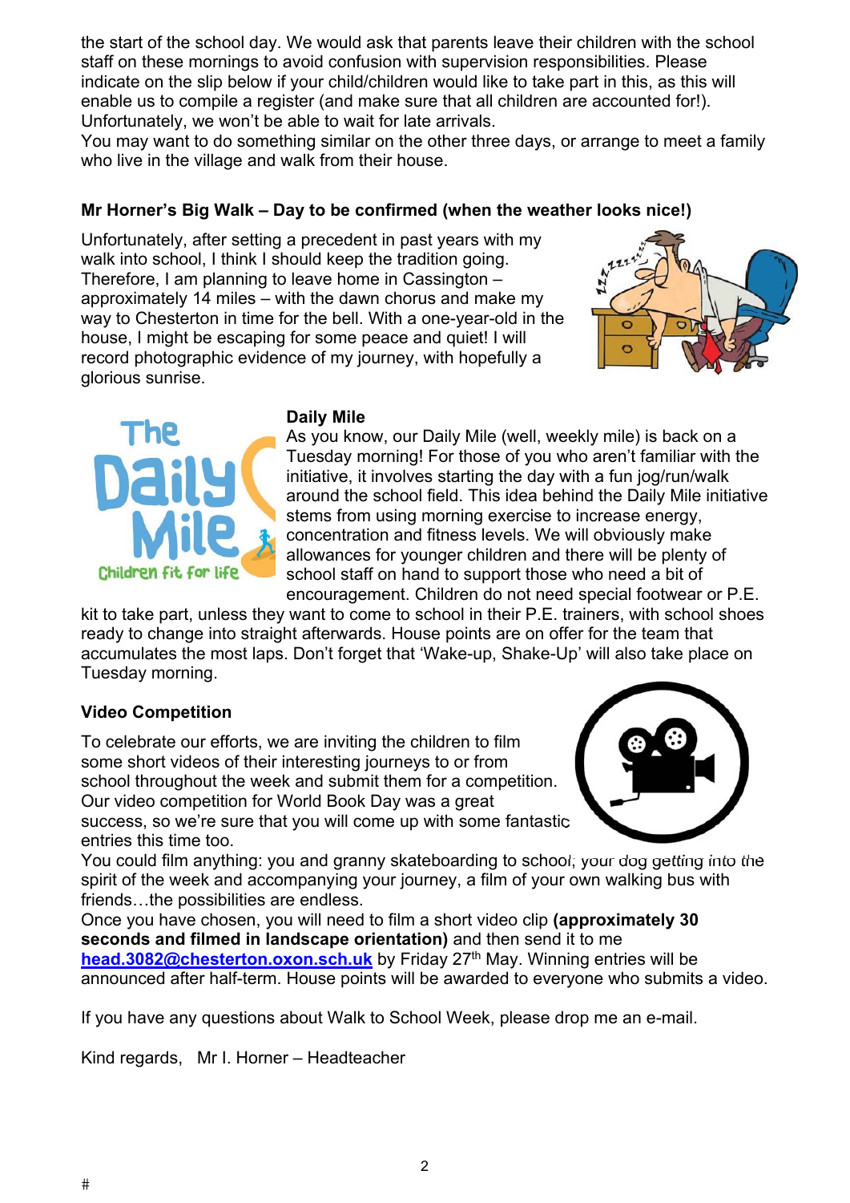the start of the school day. We would ask that parents leave their children with the school staff on these mornings to avoid confusion with supervision responsibilities. Please indicate on the slip below if your child/children would like to take part in this, as this will enable us to compile a register (and make sure that all children are accounted for!). Unfortunately, we won't be able to wait for late arrivals.

You may want to do something similar on the other three days, or arrange to meet a family who live in the village and walk from their house.

**Mr Horner's Big Walk – Day to be confirmed (when the weather looks nice!)**

Unfortunately, after setting a precedent in past years with my walk into school, I think I should keep the tradition going. Therefore, I am planning to leave home in Cassington – approximately 14 miles – with the dawn chorus and make my way to Chesterton in time for the bell. With a one-year-old in the house, I might be escaping for some peace and quiet! I will record photographic evidence of my journey, with hopefully a glorious sunrise.

**Daily Mile**

As you know, our Daily Mile (well, weekly mile) is back on a Tuesday morning! For those of you who aren't familiar with the initiative, it involves starting the day with a fun jog/run/walk around the school field. This idea behind the Daily Mile initiative stems from using morning exercise to increase energy, concentration and fitness levels. We will obviously make allowances for younger children and there will be plenty of school staff on hand to support those who need a bit of encouragement. Children do not need special footwear or P.E. kit to take part, unless they want to come to school in their P.E. trainers, with school shoes ready to change into straight afterwards. House points are on offer for the team that accumulates the most laps. Don't forget that 'Wake-up, Shake-Up' will also take place on Tuesday morning.

**Video Competition**

To celebrate our efforts, we are inviting the children to film some short videos of their interesting journeys to or from school throughout the week and submit them for a competition. Our video competition for World Book Day was a great success, so we're sure that you will come up with some fantastic entries this time too.

You could film anything: you and granny skateboarding to school, your dog getting into the spirit of the week and accompanying your journey, a film of your own walking bus with friends…the possibilities are endless.

Once you have chosen, you will need to film a short video clip **(approximately 30 seconds and filmed in landscape orientation)** and then send it to me **head.3082@chesterton.oxon.sch.uk** by Friday 27th May. Winning entries will be announced after half-term. House points will be awarded to everyone who submits a video.

If you have any questions about Walk to School Week, please drop me an e-mail.

Kind regards, Mr I. Horner – Headteacher

#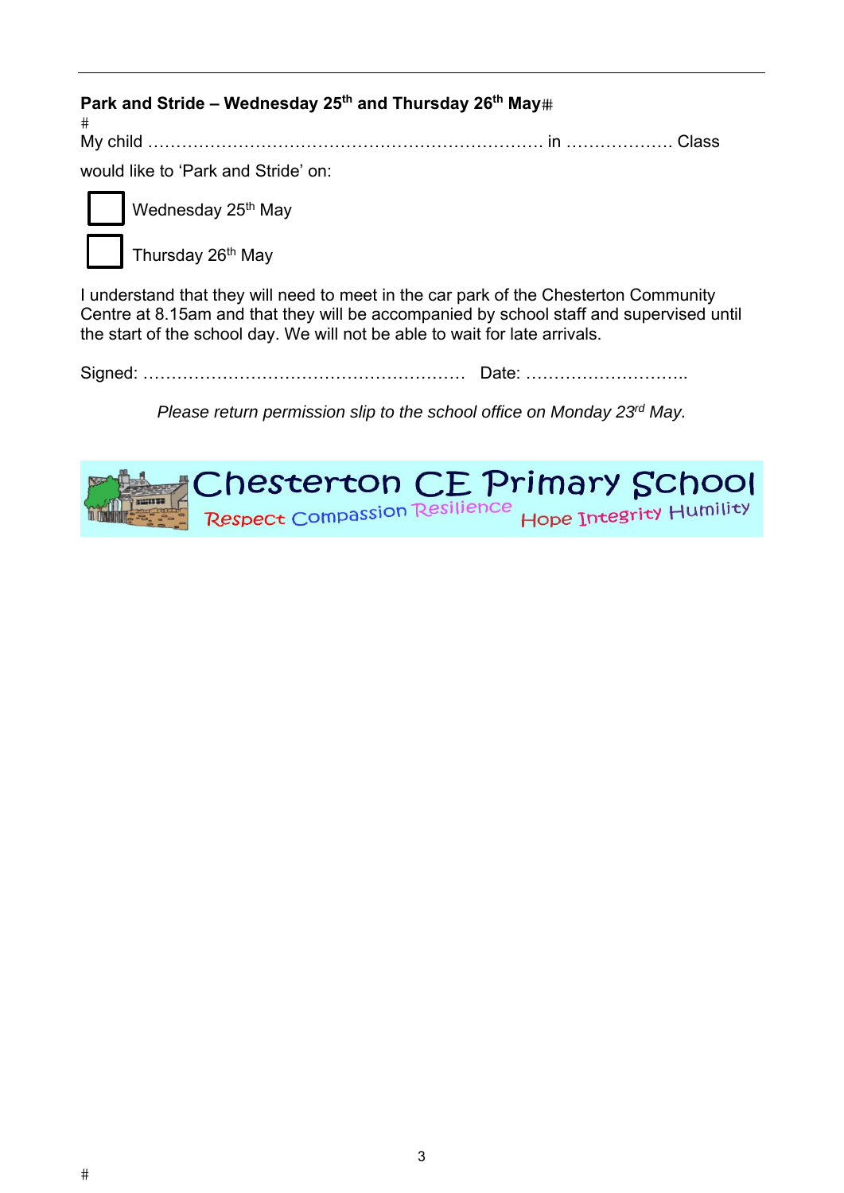**Park and Stride – Wednesday 25th and Thursday 26th May**#

#

My child …………………………………………………………… in ………………. Class

would like to 'Park and Stride' on:

☐ Wednesday 25th May

☐ Thursday 26th May

I understand that they will need to meet in the car park of the Chesterton Community Centre at 8.15am and that they will be accompanied by school staff and supervised until the start of the school day. We will not be able to wait for late arrivals.

Signed: ………………………………………………… Date: ………………………..

*Please return permission slip to the school office on Monday 23rd May.*

Chesterton CE Primary School

Respect Compassion Resilience Hope Integrity Humility

#